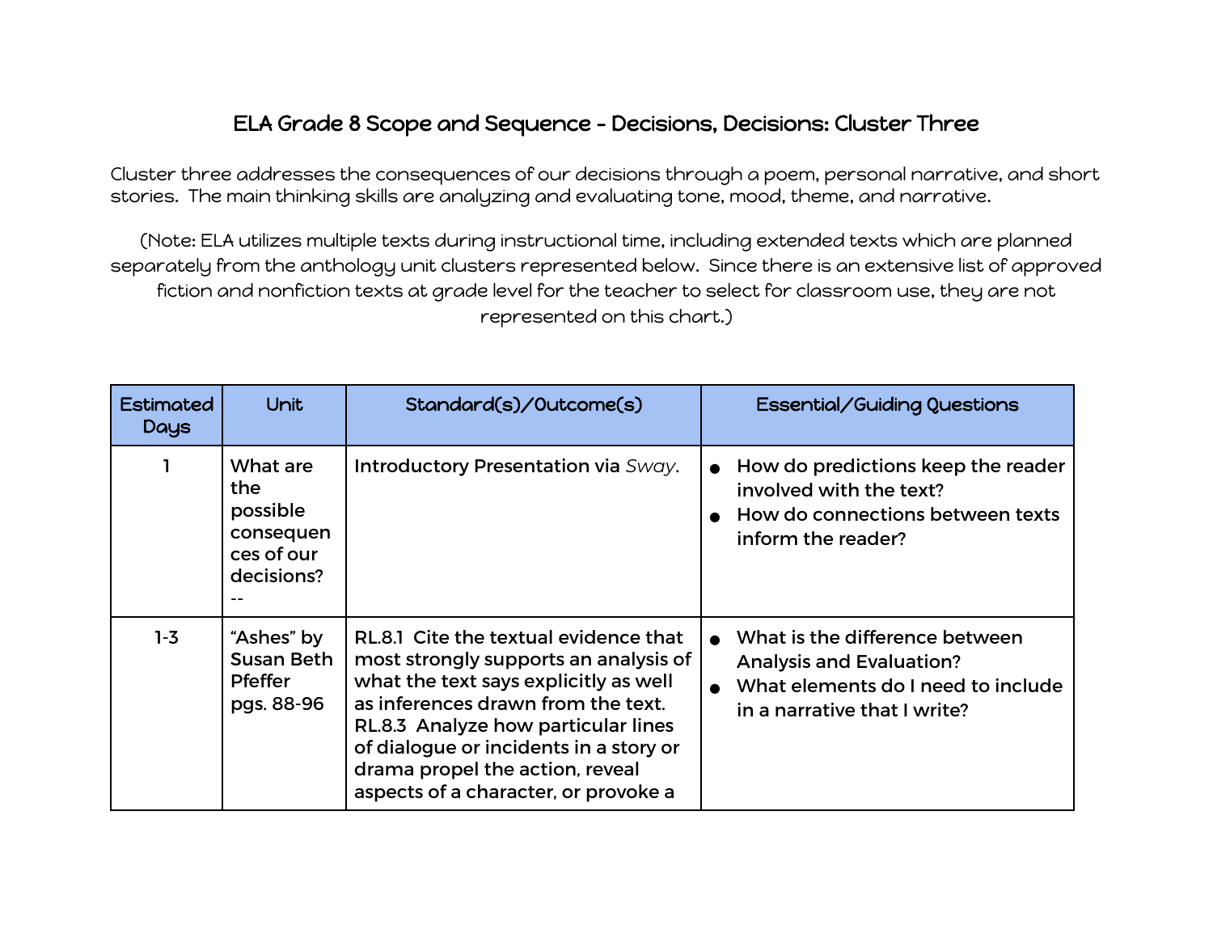# ELA Grade 8 Scope and Sequence - Decisions, Decisions: Cluster Three

Cluster three addresses the consequences of our decisions through a poem, personal narrative, and short stories. The main thinking skills are analyzing and evaluating tone, mood, theme, and narrative.

(Note: ELA utilizes multiple texts during instructional time, including extended texts which are planned separately from the anthology unit clusters represented below. Since there is an extensive list of approved fiction and nonfiction texts at grade level for the teacher to select for classroom use, they are not represented on this chart.)

| Estimated Days | Unit | Standard(s)/Outcome(s) | Essential/Guiding Questions |
|---|---|---|---|
| 1 | What are the possible consequences of our decisions? -- | Introductory Presentation via *Sway*. | • How do predictions keep the reader involved with the text?<br>• How do connections between texts inform the reader? |
| 1-3 | "Ashes" by Susan Beth Pfeffer pgs. 88-96 | RL.8.1 Cite the textual evidence that most strongly supports an analysis of what the text says explicitly as well as inferences drawn from the text.<br>RL.8.3 Analyze how particular lines of dialogue or incidents in a story or drama propel the action, reveal aspects of a character, or provoke a | • What is the difference between Analysis and Evaluation?<br>• What elements do I need to include in a narrative that I write? |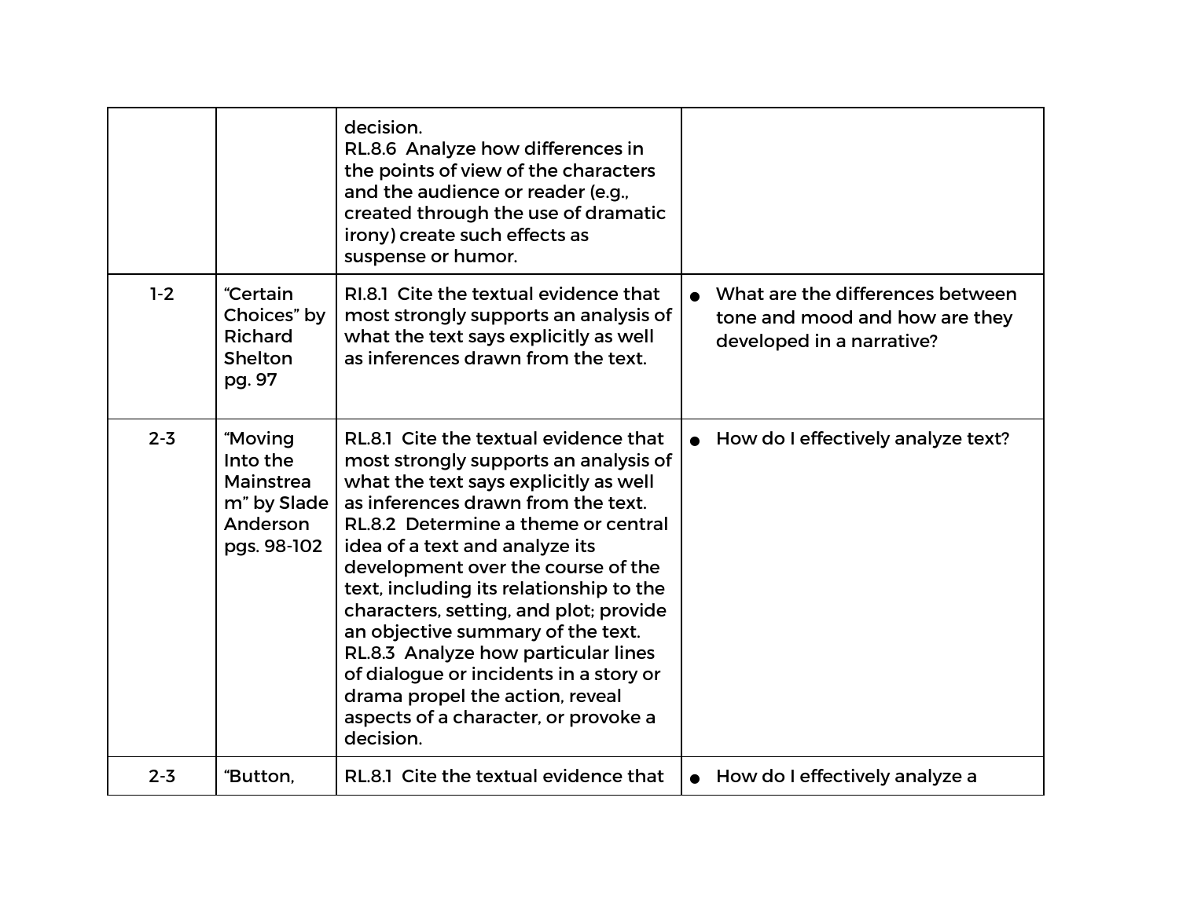| | | | |
|---|---|---|---|
| | | decision.<br>RL.8.6 Analyze how differences in the points of view of the characters and the audience or reader (e.g., created through the use of dramatic irony) create such effects as suspense or humor. | |
| 1-2 | "Certain Choices" by Richard Shelton pg. 97 | RI.8.1 Cite the textual evidence that most strongly supports an analysis of what the text says explicitly as well as inferences drawn from the text. | • What are the differences between tone and mood and how are they developed in a narrative? |
| 2-3 | "Moving Into the Mainstream" by Slade Anderson pgs. 98-102 | RL.8.1 Cite the textual evidence that most strongly supports an analysis of what the text says explicitly as well as inferences drawn from the text.<br>RL.8.2 Determine a theme or central idea of a text and analyze its development over the course of the text, including its relationship to the characters, setting, and plot; provide an objective summary of the text.<br>RL.8.3 Analyze how particular lines of dialogue or incidents in a story or drama propel the action, reveal aspects of a character, or provoke a decision. | • How do I effectively analyze text? |
| 2-3 | "Button, | RL.8.1 Cite the textual evidence that | • How do I effectively analyze a |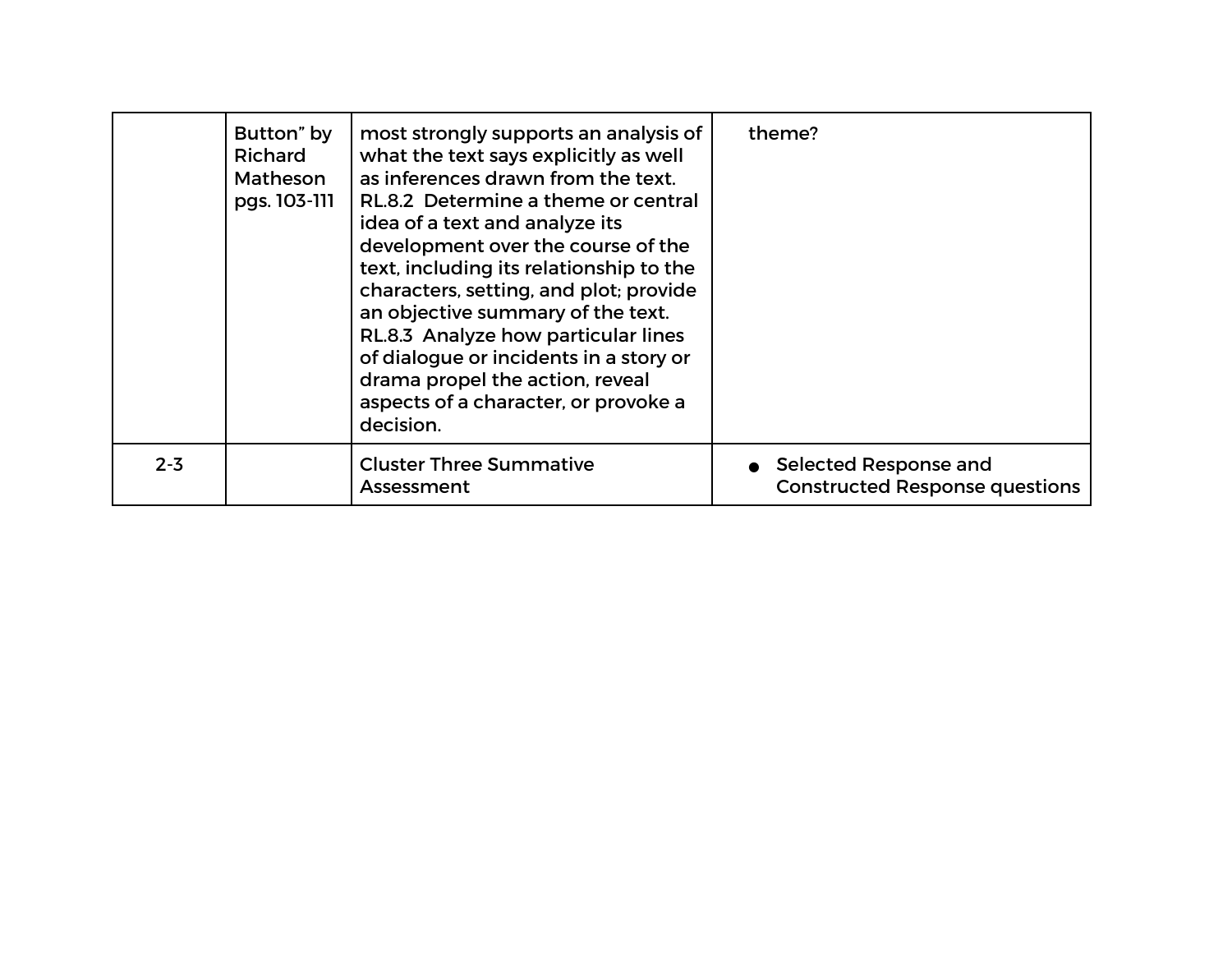| | | | |
|---|---|---|---|
| | Button" by Richard Matheson pgs. 103-111 | most strongly supports an analysis of what the text says explicitly as well as inferences drawn from the text. RL.8.2 Determine a theme or central idea of a text and analyze its development over the course of the text, including its relationship to the characters, setting, and plot; provide an objective summary of the text. RL.8.3 Analyze how particular lines of dialogue or incidents in a story or drama propel the action, reveal aspects of a character, or provoke a decision. | theme? |
| 2-3 | | Cluster Three Summative Assessment | • Selected Response and Constructed Response questions |